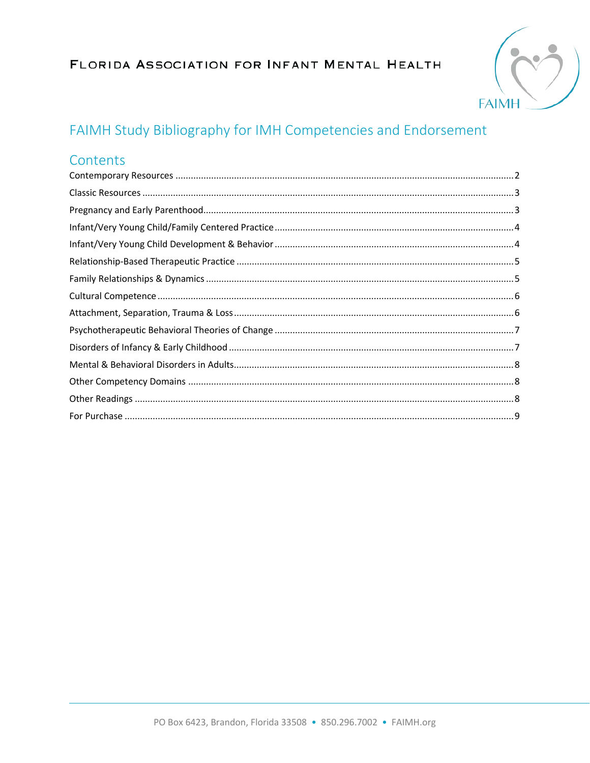Florida Association for Infant Mental Health

# FAIMH Study Bibliography for IMH Competencies and Endorsement

## Contents

Contemporary Resources ........ 2

Classic Resources ........ 3

Pregnancy and Early Parenthood ........ 3

Infant/Very Young Child/Family Centered Practice ........ 4

Infant/Very Young Child Development & Behavior ........ 4

Relationship-Based Therapeutic Practice ........ 5

Family Relationships & Dynamics ........ 5

Cultural Competence ........ 6

Attachment, Separation, Trauma & Loss ........ 6

Psychotherapeutic Behavioral Theories of Change ........ 7

Disorders of Infancy & Early Childhood ........ 7

Mental & Behavioral Disorders in Adults ........ 8

Other Competency Domains ........ 8

Other Readings ........ 8

For Purchase ........ 9

PO Box 6423, Brandon, Florida 33508 • 850.296.7002 • FAIMH.org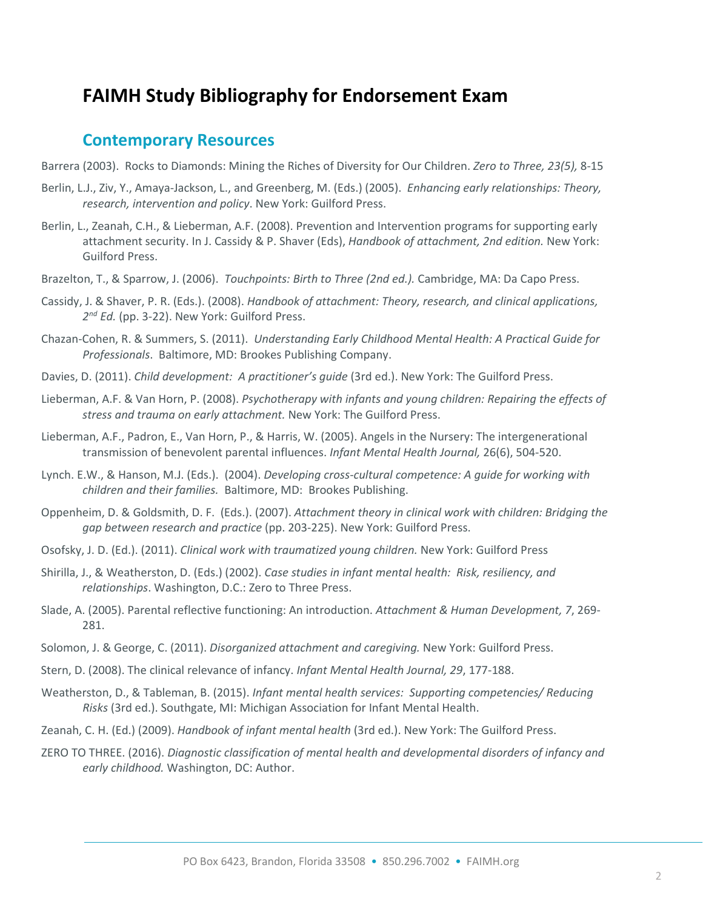# FAIMH Study Bibliography for Endorsement Exam

## Contemporary Resources

Barrera (2003). Rocks to Diamonds: Mining the Riches of Diversity for Our Children. *Zero to Three, 23(5),* 8-15

Berlin, L.J., Ziv, Y., Amaya-Jackson, L., and Greenberg, M. (Eds.) (2005). *Enhancing early relationships: Theory, research, intervention and policy*. New York: Guilford Press.

Berlin, L., Zeanah, C.H., & Lieberman, A.F. (2008). Prevention and Intervention programs for supporting early attachment security. In J. Cassidy & P. Shaver (Eds), *Handbook of attachment, 2nd edition.* New York: Guilford Press.

Brazelton, T., & Sparrow, J. (2006). *Touchpoints: Birth to Three (2nd ed.).* Cambridge, MA: Da Capo Press.

Cassidy, J. & Shaver, P. R. (Eds.). (2008). *Handbook of attachment: Theory, research, and clinical applications, 2nd Ed.* (pp. 3-22). New York: Guilford Press.

Chazan-Cohen, R. & Summers, S. (2011). *Understanding Early Childhood Mental Health: A Practical Guide for Professionals*. Baltimore, MD: Brookes Publishing Company.

Davies, D. (2011). *Child development: A practitioner's guide* (3rd ed.). New York: The Guilford Press.

Lieberman, A.F. & Van Horn, P. (2008). *Psychotherapy with infants and young children: Repairing the effects of stress and trauma on early attachment.* New York: The Guilford Press.

Lieberman, A.F., Padron, E., Van Horn, P., & Harris, W. (2005). Angels in the Nursery: The intergenerational transmission of benevolent parental influences. *Infant Mental Health Journal,* 26(6), 504-520.

Lynch. E.W., & Hanson, M.J. (Eds.). (2004). *Developing cross-cultural competence: A guide for working with children and their families.* Baltimore, MD: Brookes Publishing.

Oppenheim, D. & Goldsmith, D. F. (Eds.). (2007). *Attachment theory in clinical work with children: Bridging the gap between research and practice* (pp. 203-225). New York: Guilford Press.

Osofsky, J. D. (Ed.). (2011). *Clinical work with traumatized young children.* New York: Guilford Press

Shirilla, J., & Weatherston, D. (Eds.) (2002). *Case studies in infant mental health: Risk, resiliency, and relationships*. Washington, D.C.: Zero to Three Press.

Slade, A. (2005). Parental reflective functioning: An introduction. *Attachment & Human Development, 7*, 269-281.

Solomon, J. & George, C. (2011). *Disorganized attachment and caregiving.* New York: Guilford Press.

Stern, D. (2008). The clinical relevance of infancy. *Infant Mental Health Journal, 29*, 177-188.

Weatherston, D., & Tableman, B. (2015). *Infant mental health services: Supporting competencies/ Reducing Risks* (3rd ed.). Southgate, MI: Michigan Association for Infant Mental Health.

Zeanah, C. H. (Ed.) (2009). *Handbook of infant mental health* (3rd ed.). New York: The Guilford Press.

ZERO TO THREE. (2016). *Diagnostic classification of mental health and developmental disorders of infancy and early childhood.* Washington, DC: Author.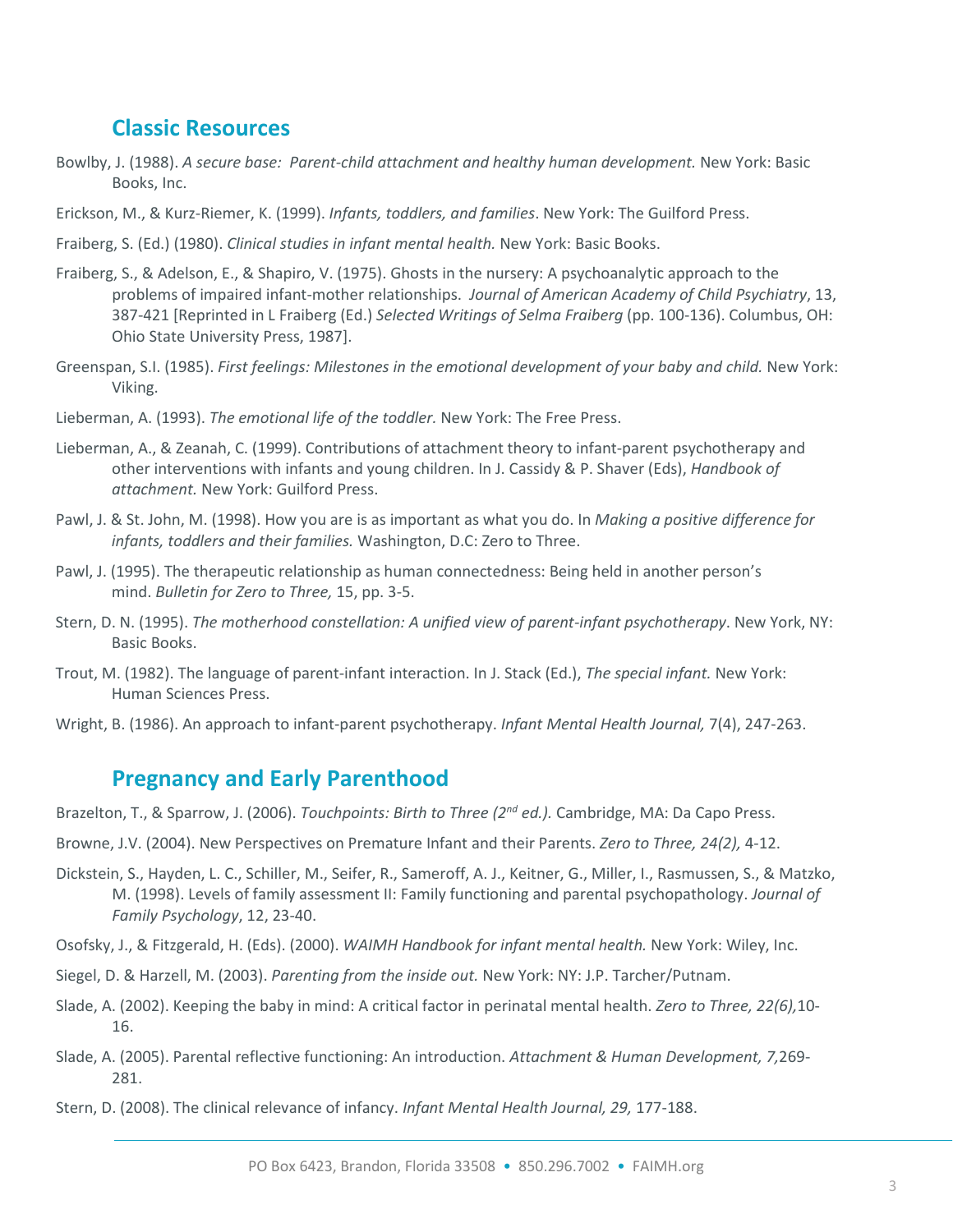## Classic Resources

Bowlby, J. (1988). *A secure base: Parent-child attachment and healthy human development.* New York: Basic Books, Inc.

Erickson, M., & Kurz-Riemer, K. (1999). *Infants, toddlers, and families*. New York: The Guilford Press.

Fraiberg, S. (Ed.) (1980). *Clinical studies in infant mental health.* New York: Basic Books.

Fraiberg, S., & Adelson, E., & Shapiro, V. (1975). Ghosts in the nursery: A psychoanalytic approach to the problems of impaired infant-mother relationships. *Journal of American Academy of Child Psychiatry*, 13, 387-421 [Reprinted in L Fraiberg (Ed.) *Selected Writings of Selma Fraiberg* (pp. 100-136). Columbus, OH: Ohio State University Press, 1987].

Greenspan, S.I. (1985). *First feelings: Milestones in the emotional development of your baby and child.* New York: Viking.

Lieberman, A. (1993). *The emotional life of the toddler.* New York: The Free Press.

Lieberman, A., & Zeanah, C. (1999). Contributions of attachment theory to infant-parent psychotherapy and other interventions with infants and young children. In J. Cassidy & P. Shaver (Eds), *Handbook of attachment.* New York: Guilford Press.

Pawl, J. & St. John, M. (1998). How you are is as important as what you do. In *Making a positive difference for infants, toddlers and their families.* Washington, D.C: Zero to Three.

Pawl, J. (1995). The therapeutic relationship as human connectedness: Being held in another person's mind. *Bulletin for Zero to Three,* 15, pp. 3-5.

Stern, D. N. (1995). *The motherhood constellation: A unified view of parent-infant psychotherapy*. New York, NY: Basic Books.

Trout, M. (1982). The language of parent-infant interaction. In J. Stack (Ed.), *The special infant.* New York: Human Sciences Press.

Wright, B. (1986). An approach to infant-parent psychotherapy. *Infant Mental Health Journal,* 7(4), 247-263.

## Pregnancy and Early Parenthood

Brazelton, T., & Sparrow, J. (2006). *Touchpoints: Birth to Three (2nd ed.).* Cambridge, MA: Da Capo Press.

Browne, J.V. (2004). New Perspectives on Premature Infant and their Parents. *Zero to Three, 24(2),* 4-12.

Dickstein, S., Hayden, L. C., Schiller, M., Seifer, R., Sameroff, A. J., Keitner, G., Miller, I., Rasmussen, S., & Matzko, M. (1998). Levels of family assessment II: Family functioning and parental psychopathology. *Journal of Family Psychology*, 12, 23-40.

Osofsky, J., & Fitzgerald, H. (Eds). (2000). *WAIMH Handbook for infant mental health.* New York: Wiley, Inc.

Siegel, D. & Harzell, M. (2003). *Parenting from the inside out.* New York: NY: J.P. Tarcher/Putnam.

Slade, A. (2002). Keeping the baby in mind: A critical factor in perinatal mental health. *Zero to Three, 22(6),*10-16.

Slade, A. (2005). Parental reflective functioning: An introduction. *Attachment & Human Development, 7,*269-281.

Stern, D. (2008). The clinical relevance of infancy. *Infant Mental Health Journal, 29,* 177-188.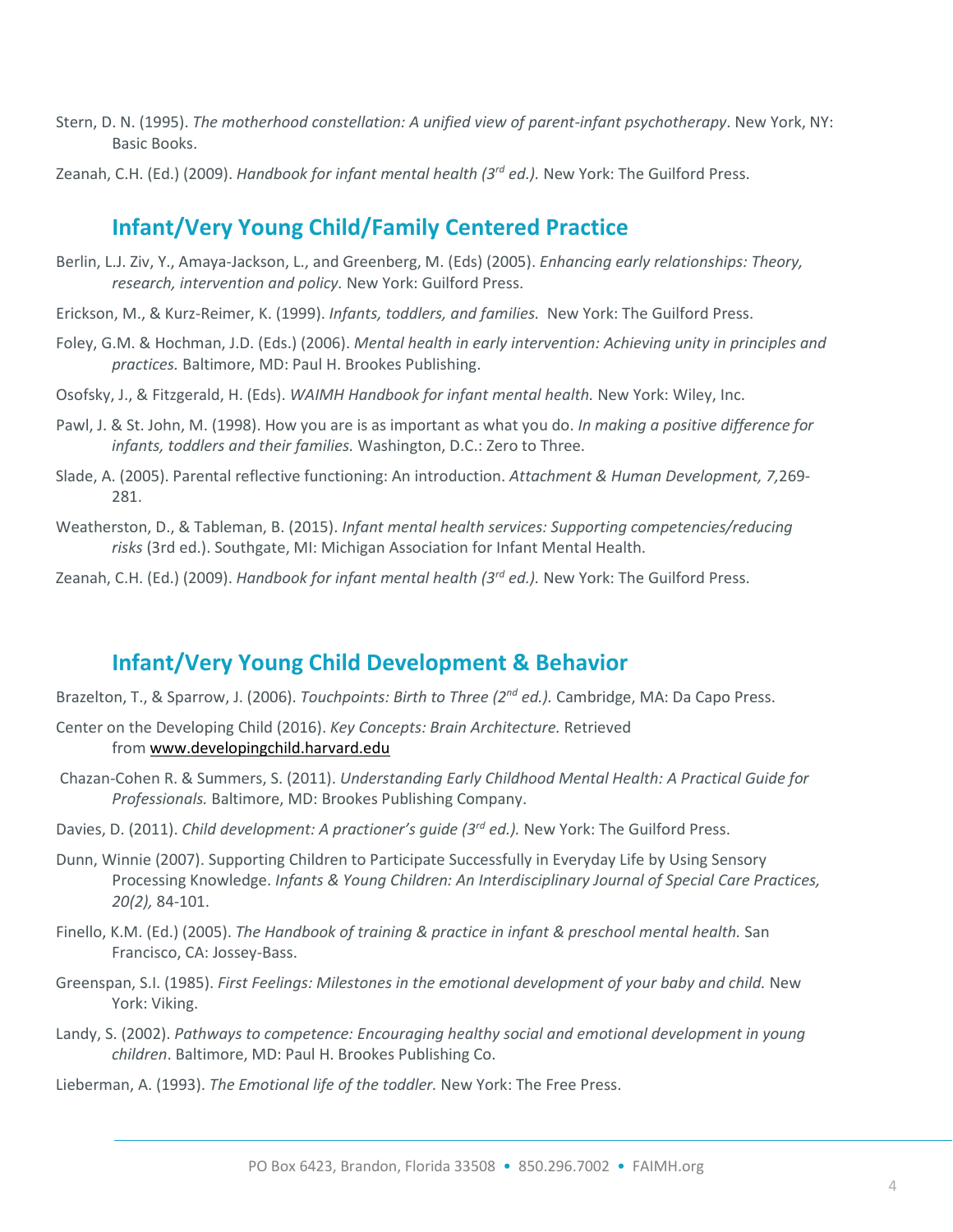Stern, D. N. (1995). *The motherhood constellation: A unified view of parent-infant psychotherapy*. New York, NY: Basic Books.

Zeanah, C.H. (Ed.) (2009). *Handbook for infant mental health (3rd ed.).* New York: The Guilford Press.

## Infant/Very Young Child/Family Centered Practice

Berlin, L.J. Ziv, Y., Amaya-Jackson, L., and Greenberg, M. (Eds) (2005). *Enhancing early relationships: Theory, research, intervention and policy.* New York: Guilford Press.

Erickson, M., & Kurz-Reimer, K. (1999). *Infants, toddlers, and families.* New York: The Guilford Press.

Foley, G.M. & Hochman, J.D. (Eds.) (2006). *Mental health in early intervention: Achieving unity in principles and practices.* Baltimore, MD: Paul H. Brookes Publishing.

Osofsky, J., & Fitzgerald, H. (Eds). *WAIMH Handbook for infant mental health.* New York: Wiley, Inc.

Pawl, J. & St. John, M. (1998). How you are is as important as what you do. *In making a positive difference for infants, toddlers and their families.* Washington, D.C.: Zero to Three.

Slade, A. (2005). Parental reflective functioning: An introduction. *Attachment & Human Development, 7,*269-281.

Weatherston, D., & Tableman, B. (2015). *Infant mental health services: Supporting competencies/reducing risks* (3rd ed.). Southgate, MI: Michigan Association for Infant Mental Health.

Zeanah, C.H. (Ed.) (2009). *Handbook for infant mental health (3rd ed.).* New York: The Guilford Press.

## Infant/Very Young Child Development & Behavior

Brazelton, T., & Sparrow, J. (2006). *Touchpoints: Birth to Three (2nd ed.).* Cambridge, MA: Da Capo Press.

Center on the Developing Child (2016). *Key Concepts: Brain Architecture.* Retrieved from www.developingchild.harvard.edu

Chazan-Cohen R. & Summers, S. (2011). *Understanding Early Childhood Mental Health: A Practical Guide for Professionals.* Baltimore, MD: Brookes Publishing Company.

Davies, D. (2011). *Child development: A practioner's guide (3rd ed.).* New York: The Guilford Press.

Dunn, Winnie (2007). Supporting Children to Participate Successfully in Everyday Life by Using Sensory Processing Knowledge. *Infants & Young Children: An Interdisciplinary Journal of Special Care Practices, 20(2),* 84-101.

Finello, K.M. (Ed.) (2005). *The Handbook of training & practice in infant & preschool mental health.* San Francisco, CA: Jossey-Bass.

Greenspan, S.I. (1985). *First Feelings: Milestones in the emotional development of your baby and child.* New York: Viking.

Landy, S. (2002). *Pathways to competence: Encouraging healthy social and emotional development in young children*. Baltimore, MD: Paul H. Brookes Publishing Co.

Lieberman, A. (1993). *The Emotional life of the toddler.* New York: The Free Press.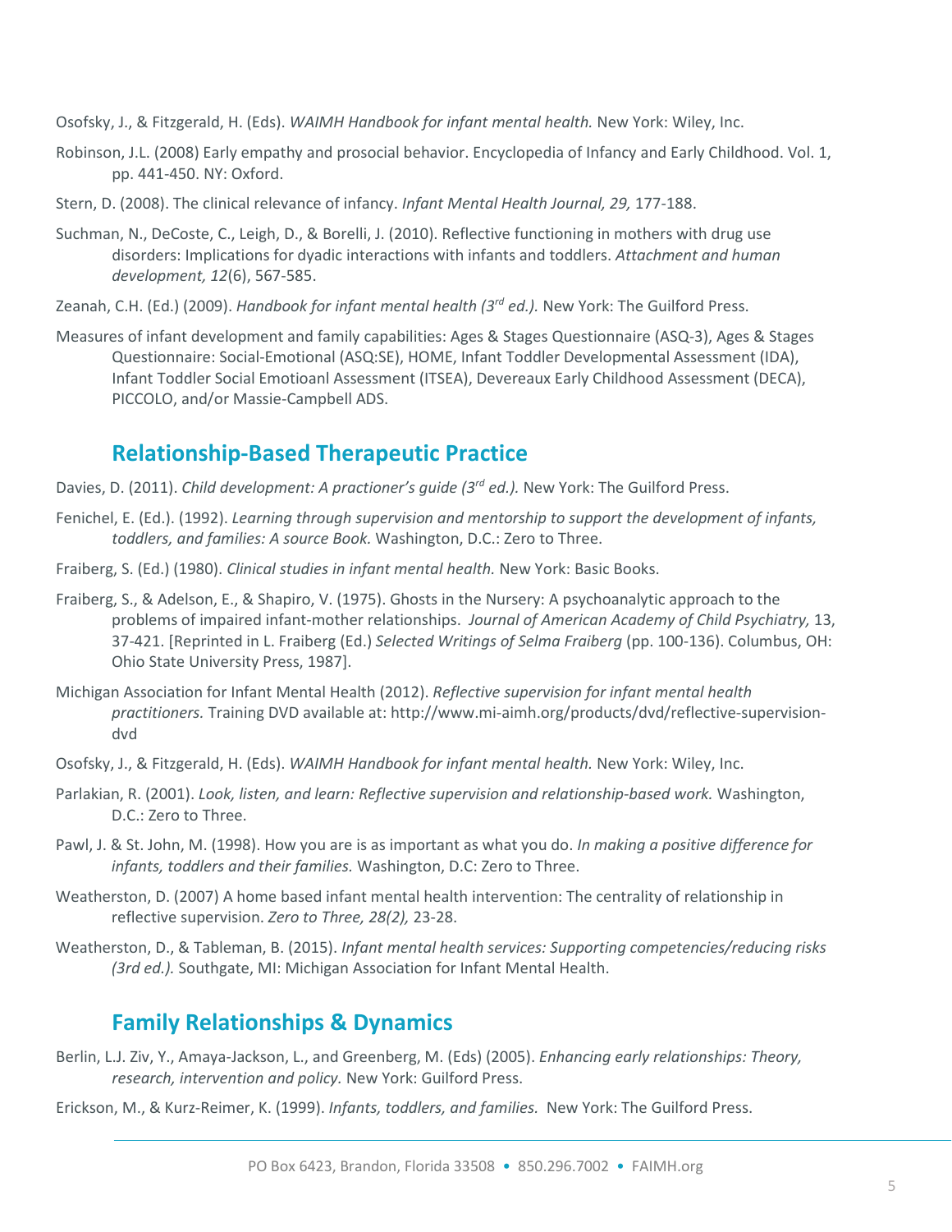Osofsky, J., & Fitzgerald, H. (Eds). *WAIMH Handbook for infant mental health.* New York: Wiley, Inc.

Robinson, J.L. (2008) Early empathy and prosocial behavior. Encyclopedia of Infancy and Early Childhood. Vol. 1, pp. 441-450. NY: Oxford.

Stern, D. (2008). The clinical relevance of infancy. *Infant Mental Health Journal, 29,* 177-188.

Suchman, N., DeCoste, C., Leigh, D., & Borelli, J. (2010). Reflective functioning in mothers with drug use disorders: Implications for dyadic interactions with infants and toddlers. *Attachment and human development, 12*(6), 567-585.

Zeanah, C.H. (Ed.) (2009). *Handbook for infant mental health (3rd ed.).* New York: The Guilford Press.

Measures of infant development and family capabilities: Ages & Stages Questionnaire (ASQ-3), Ages & Stages Questionnaire: Social-Emotional (ASQ:SE), HOME, Infant Toddler Developmental Assessment (IDA), Infant Toddler Social Emotioanl Assessment (ITSEA), Devereaux Early Childhood Assessment (DECA), PICCOLO, and/or Massie-Campbell ADS.

## Relationship-Based Therapeutic Practice

Davies, D. (2011). *Child development: A practioner's guide (3rd ed.).* New York: The Guilford Press.

Fenichel, E. (Ed.). (1992). *Learning through supervision and mentorship to support the development of infants, toddlers, and families: A source Book.* Washington, D.C.: Zero to Three.

Fraiberg, S. (Ed.) (1980). *Clinical studies in infant mental health.* New York: Basic Books.

Fraiberg, S., & Adelson, E., & Shapiro, V. (1975). Ghosts in the Nursery: A psychoanalytic approach to the problems of impaired infant-mother relationships. *Journal of American Academy of Child Psychiatry,* 13, 37-421. [Reprinted in L. Fraiberg (Ed.) *Selected Writings of Selma Fraiberg* (pp. 100-136). Columbus, OH: Ohio State University Press, 1987].

Michigan Association for Infant Mental Health (2012). *Reflective supervision for infant mental health practitioners.* Training DVD available at: http://www.mi-aimh.org/products/dvd/reflective-supervision-dvd

Osofsky, J., & Fitzgerald, H. (Eds). *WAIMH Handbook for infant mental health.* New York: Wiley, Inc.

Parlakian, R. (2001). *Look, listen, and learn: Reflective supervision and relationship-based work.* Washington, D.C.: Zero to Three.

Pawl, J. & St. John, M. (1998). How you are is as important as what you do. *In making a positive difference for infants, toddlers and their families.* Washington, D.C: Zero to Three.

Weatherston, D. (2007) A home based infant mental health intervention: The centrality of relationship in reflective supervision. *Zero to Three, 28(2),* 23-28.

Weatherston, D., & Tableman, B. (2015). *Infant mental health services: Supporting competencies/reducing risks (3rd ed.).* Southgate, MI: Michigan Association for Infant Mental Health.

## Family Relationships & Dynamics

Berlin, L.J. Ziv, Y., Amaya-Jackson, L., and Greenberg, M. (Eds) (2005). *Enhancing early relationships: Theory, research, intervention and policy.* New York: Guilford Press.

Erickson, M., & Kurz-Reimer, K. (1999). *Infants, toddlers, and families.* New York: The Guilford Press.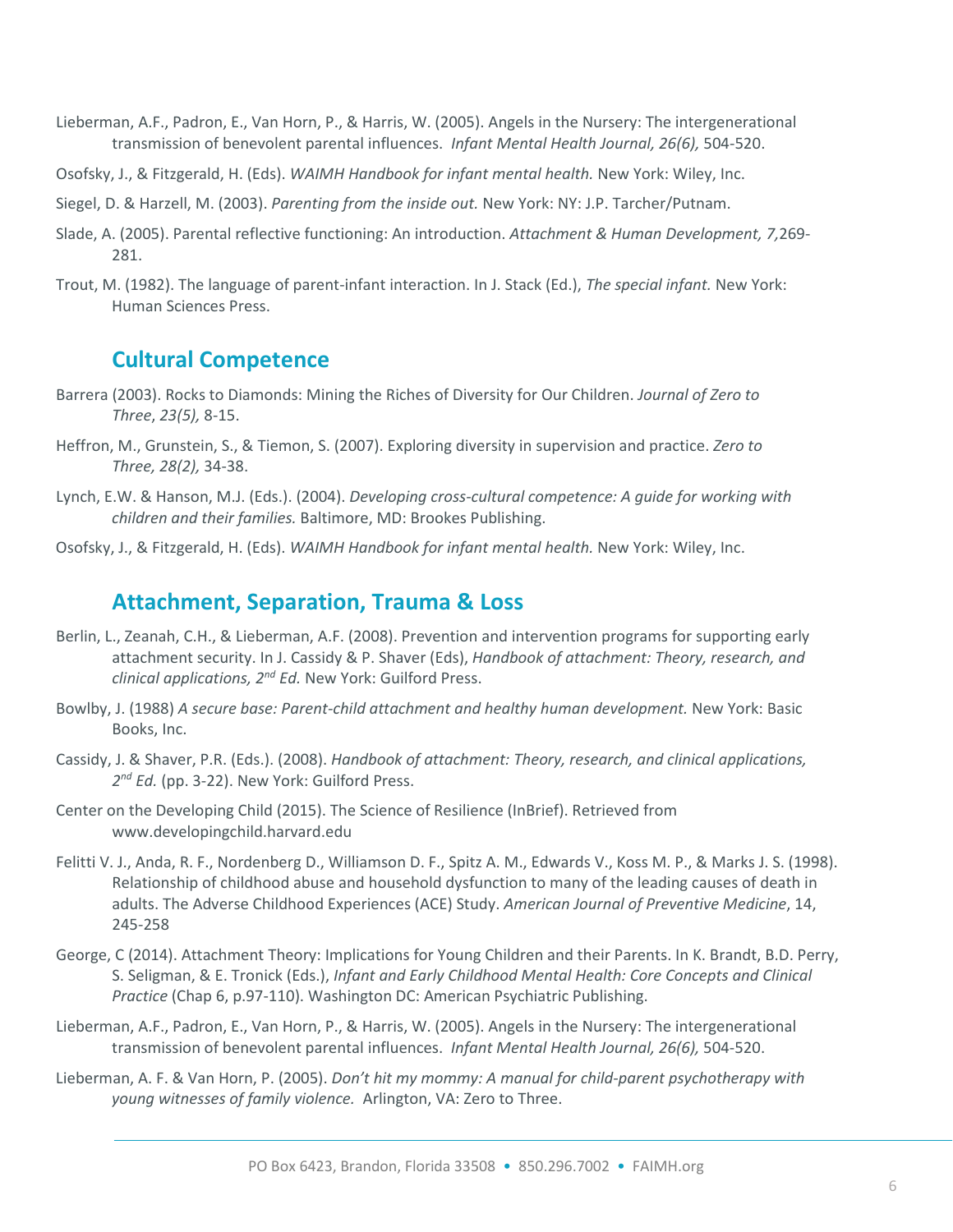Lieberman, A.F., Padron, E., Van Horn, P., & Harris, W. (2005). Angels in the Nursery: The intergenerational transmission of benevolent parental influences. *Infant Mental Health Journal, 26(6),* 504-520.

Osofsky, J., & Fitzgerald, H. (Eds). *WAIMH Handbook for infant mental health.* New York: Wiley, Inc.

Siegel, D. & Harzell, M. (2003). *Parenting from the inside out.* New York: NY: J.P. Tarcher/Putnam.

Slade, A. (2005). Parental reflective functioning: An introduction. *Attachment & Human Development, 7,*269-281.

Trout, M. (1982). The language of parent-infant interaction. In J. Stack (Ed.), *The special infant.* New York: Human Sciences Press.

## Cultural Competence

Barrera (2003). Rocks to Diamonds: Mining the Riches of Diversity for Our Children. *Journal of Zero to Three*, *23(5),* 8-15.

Heffron, M., Grunstein, S., & Tiemon, S. (2007). Exploring diversity in supervision and practice. *Zero to Three, 28(2),* 34-38.

Lynch, E.W. & Hanson, M.J. (Eds.). (2004). *Developing cross-cultural competence: A guide for working with children and their families.* Baltimore, MD: Brookes Publishing.

Osofsky, J., & Fitzgerald, H. (Eds). *WAIMH Handbook for infant mental health.* New York: Wiley, Inc.

## Attachment, Separation, Trauma & Loss

Berlin, L., Zeanah, C.H., & Lieberman, A.F. (2008). Prevention and intervention programs for supporting early attachment security. In J. Cassidy & P. Shaver (Eds), *Handbook of attachment: Theory, research, and clinical applications, 2nd Ed.* New York: Guilford Press.

Bowlby, J. (1988) *A secure base: Parent-child attachment and healthy human development.* New York: Basic Books, Inc.

Cassidy, J. & Shaver, P.R. (Eds.). (2008). *Handbook of attachment: Theory, research, and clinical applications, 2nd Ed.* (pp. 3-22). New York: Guilford Press.

Center on the Developing Child (2015). The Science of Resilience (InBrief). Retrieved from www.developingchild.harvard.edu

Felitti V. J., Anda, R. F., Nordenberg D., Williamson D. F., Spitz A. M., Edwards V., Koss M. P., & Marks J. S. (1998). Relationship of childhood abuse and household dysfunction to many of the leading causes of death in adults. The Adverse Childhood Experiences (ACE) Study. *American Journal of Preventive Medicine*, 14, 245-258

George, C (2014). Attachment Theory: Implications for Young Children and their Parents. In K. Brandt, B.D. Perry, S. Seligman, & E. Tronick (Eds.), *Infant and Early Childhood Mental Health: Core Concepts and Clinical Practice* (Chap 6, p.97-110). Washington DC: American Psychiatric Publishing.

Lieberman, A.F., Padron, E., Van Horn, P., & Harris, W. (2005). Angels in the Nursery: The intergenerational transmission of benevolent parental influences. *Infant Mental Health Journal, 26(6),* 504-520.

Lieberman, A. F. & Van Horn, P. (2005). *Don't hit my mommy: A manual for child-parent psychotherapy with young witnesses of family violence.* Arlington, VA: Zero to Three.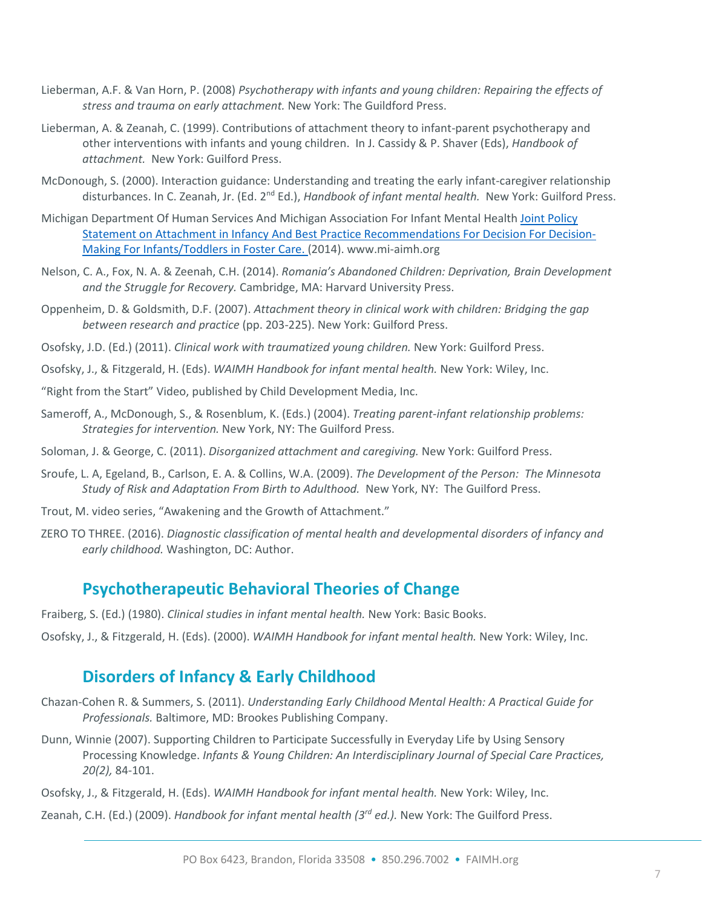Lieberman, A.F. & Van Horn, P. (2008) *Psychotherapy with infants and young children: Repairing the effects of stress and trauma on early attachment.* New York: The Guildford Press.

Lieberman, A. & Zeanah, C. (1999). Contributions of attachment theory to infant-parent psychotherapy and other interventions with infants and young children. In J. Cassidy & P. Shaver (Eds), *Handbook of attachment.* New York: Guilford Press.

McDonough, S. (2000). Interaction guidance: Understanding and treating the early infant-caregiver relationship disturbances. In C. Zeanah, Jr. (Ed. 2nd Ed.), *Handbook of infant mental health.* New York: Guilford Press.

Michigan Department Of Human Services And Michigan Association For Infant Mental Health Joint Policy Statement on Attachment in Infancy And Best Practice Recommendations For Decision For Decision-Making For Infants/Toddlers in Foster Care. (2014). www.mi-aimh.org

Nelson, C. A., Fox, N. A. & Zeenah, C.H. (2014). *Romania's Abandoned Children: Deprivation, Brain Development and the Struggle for Recovery.* Cambridge, MA: Harvard University Press.

Oppenheim, D. & Goldsmith, D.F. (2007). *Attachment theory in clinical work with children: Bridging the gap between research and practice* (pp. 203-225). New York: Guilford Press.

Osofsky, J.D. (Ed.) (2011). *Clinical work with traumatized young children.* New York: Guilford Press.

Osofsky, J., & Fitzgerald, H. (Eds). *WAIMH Handbook for infant mental health.* New York: Wiley, Inc.

"Right from the Start" Video, published by Child Development Media, Inc.

Sameroff, A., McDonough, S., & Rosenblum, K. (Eds.) (2004). *Treating parent-infant relationship problems: Strategies for intervention.* New York, NY: The Guilford Press.

Soloman, J. & George, C. (2011). *Disorganized attachment and caregiving.* New York: Guilford Press.

Sroufe, L. A, Egeland, B., Carlson, E. A. & Collins, W.A. (2009). *The Development of the Person: The Minnesota Study of Risk and Adaptation From Birth to Adulthood.* New York, NY: The Guilford Press.

Trout, M. video series, "Awakening and the Growth of Attachment."

ZERO TO THREE. (2016). *Diagnostic classification of mental health and developmental disorders of infancy and early childhood.* Washington, DC: Author.

## Psychotherapeutic Behavioral Theories of Change

Fraiberg, S. (Ed.) (1980). *Clinical studies in infant mental health.* New York: Basic Books.

Osofsky, J., & Fitzgerald, H. (Eds). (2000). *WAIMH Handbook for infant mental health.* New York: Wiley, Inc.

## Disorders of Infancy & Early Childhood

Chazan-Cohen R. & Summers, S. (2011). *Understanding Early Childhood Mental Health: A Practical Guide for Professionals.* Baltimore, MD: Brookes Publishing Company.

Dunn, Winnie (2007). Supporting Children to Participate Successfully in Everyday Life by Using Sensory Processing Knowledge. *Infants & Young Children: An Interdisciplinary Journal of Special Care Practices, 20(2),* 84-101.

Osofsky, J., & Fitzgerald, H. (Eds). *WAIMH Handbook for infant mental health.* New York: Wiley, Inc.

Zeanah, C.H. (Ed.) (2009). *Handbook for infant mental health (3rd ed.).* New York: The Guilford Press.

PO Box 6423, Brandon, Florida 33508 • 850.296.7002 • FAIMH.org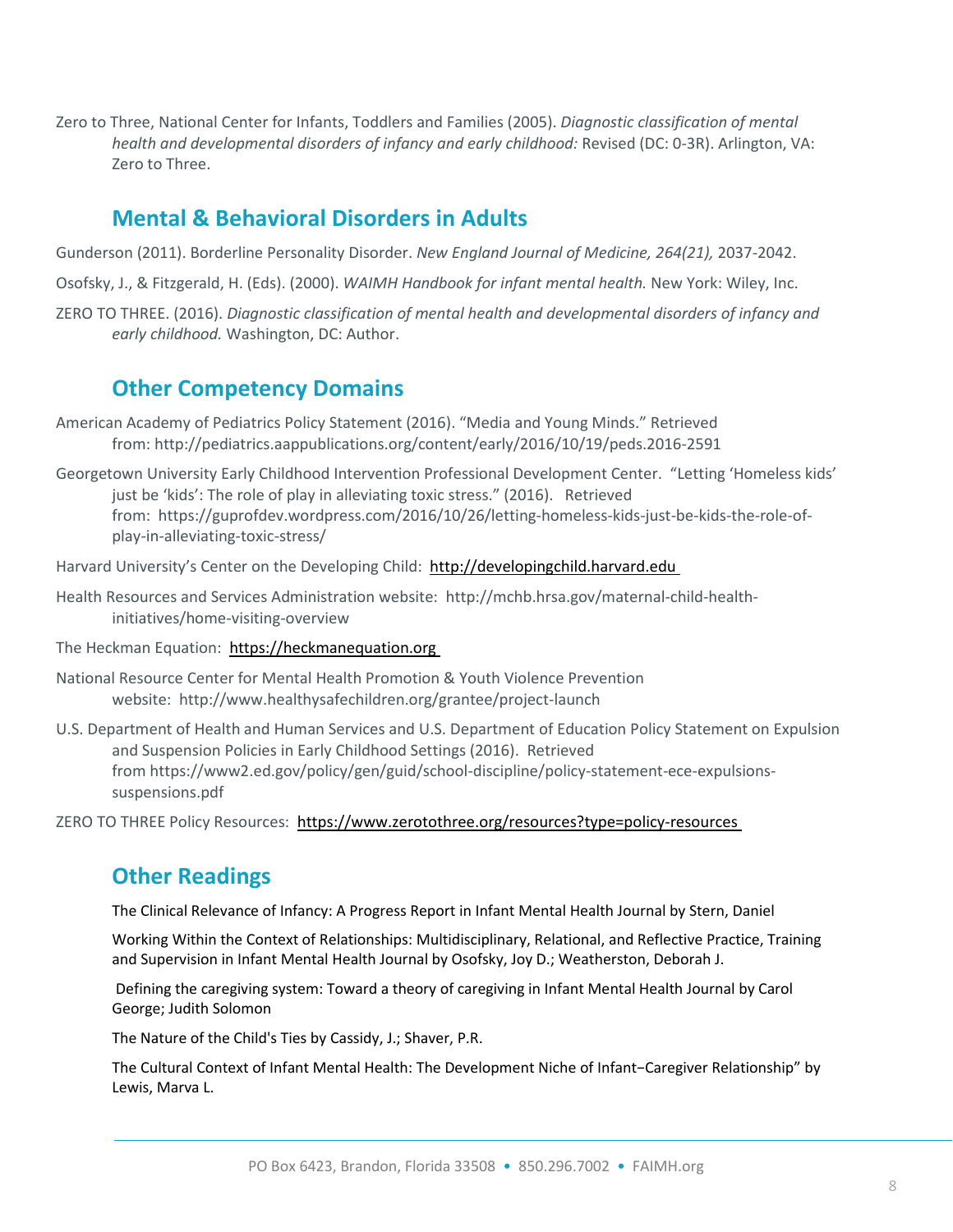Zero to Three, National Center for Infants, Toddlers and Families (2005). *Diagnostic classification of mental health and developmental disorders of infancy and early childhood:* Revised (DC: 0-3R). Arlington, VA: Zero to Three.

## Mental & Behavioral Disorders in Adults

Gunderson (2011). Borderline Personality Disorder. *New England Journal of Medicine, 264(21),* 2037-2042.

Osofsky, J., & Fitzgerald, H. (Eds). (2000). *WAIMH Handbook for infant mental health.* New York: Wiley, Inc.

ZERO TO THREE. (2016). *Diagnostic classification of mental health and developmental disorders of infancy and early childhood.* Washington, DC: Author.

## Other Competency Domains

American Academy of Pediatrics Policy Statement (2016). "Media and Young Minds." Retrieved from: http://pediatrics.aappublications.org/content/early/2016/10/19/peds.2016-2591

Georgetown University Early Childhood Intervention Professional Development Center. "Letting 'Homeless kids' just be 'kids': The role of play in alleviating toxic stress." (2016). Retrieved from: https://guprofdev.wordpress.com/2016/10/26/letting-homeless-kids-just-be-kids-the-role-of-play-in-alleviating-toxic-stress/

Harvard University's Center on the Developing Child: http://developingchild.harvard.edu

Health Resources and Services Administration website: http://mchb.hrsa.gov/maternal-child-health-initiatives/home-visiting-overview

The Heckman Equation: https://heckmanequation.org

National Resource Center for Mental Health Promotion & Youth Violence Prevention website: http://www.healthysafechildren.org/grantee/project-launch

U.S. Department of Health and Human Services and U.S. Department of Education Policy Statement on Expulsion and Suspension Policies in Early Childhood Settings (2016). Retrieved from https://www2.ed.gov/policy/gen/guid/school-discipline/policy-statement-ece-expulsions-suspensions.pdf

ZERO TO THREE Policy Resources: https://www.zerotothree.org/resources?type=policy-resources

## Other Readings

The Clinical Relevance of Infancy: A Progress Report in Infant Mental Health Journal by Stern, Daniel

Working Within the Context of Relationships: Multidisciplinary, Relational, and Reflective Practice, Training and Supervision in Infant Mental Health Journal by Osofsky, Joy D.; Weatherston, Deborah J.

Defining the caregiving system: Toward a theory of caregiving in Infant Mental Health Journal by Carol George; Judith Solomon

The Nature of the Child's Ties by Cassidy, J.; Shaver, P.R.

The Cultural Context of Infant Mental Health: The Development Niche of Infant−Caregiver Relationship" by Lewis, Marva L.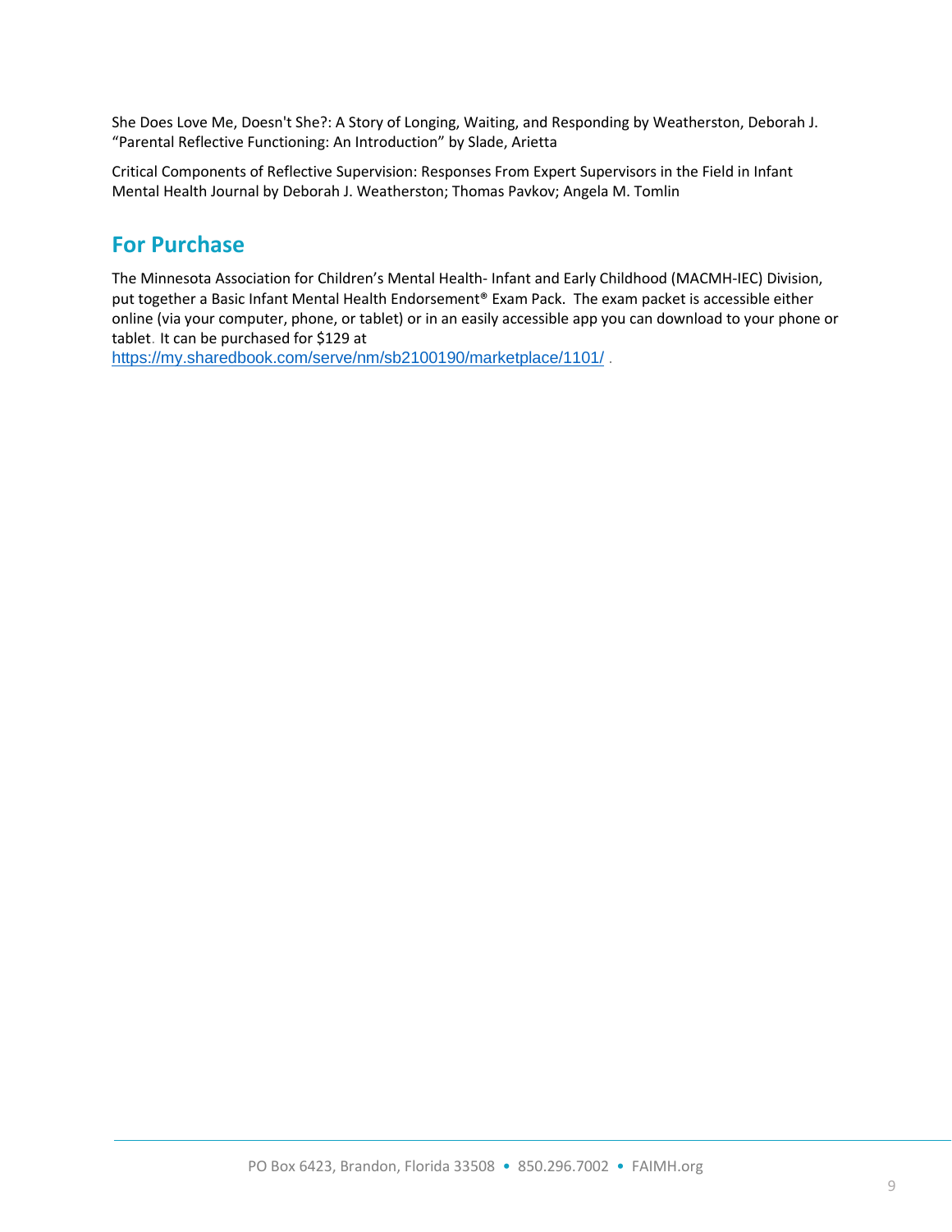She Does Love Me, Doesn't She?: A Story of Longing, Waiting, and Responding by Weatherston, Deborah J.
"Parental Reflective Functioning: An Introduction" by Slade, Arietta

Critical Components of Reflective Supervision: Responses From Expert Supervisors in the Field in Infant Mental Health Journal by Deborah J. Weatherston; Thomas Pavkov; Angela M. Tomlin

## For Purchase

The Minnesota Association for Children's Mental Health- Infant and Early Childhood (MACMH-IEC) Division, put together a Basic Infant Mental Health Endorsement® Exam Pack. The exam packet is accessible either online (via your computer, phone, or tablet) or in an easily accessible app you can download to your phone or tablet. It can be purchased for $129 at https://my.sharedbook.com/serve/nm/sb2100190/marketplace/1101/ .